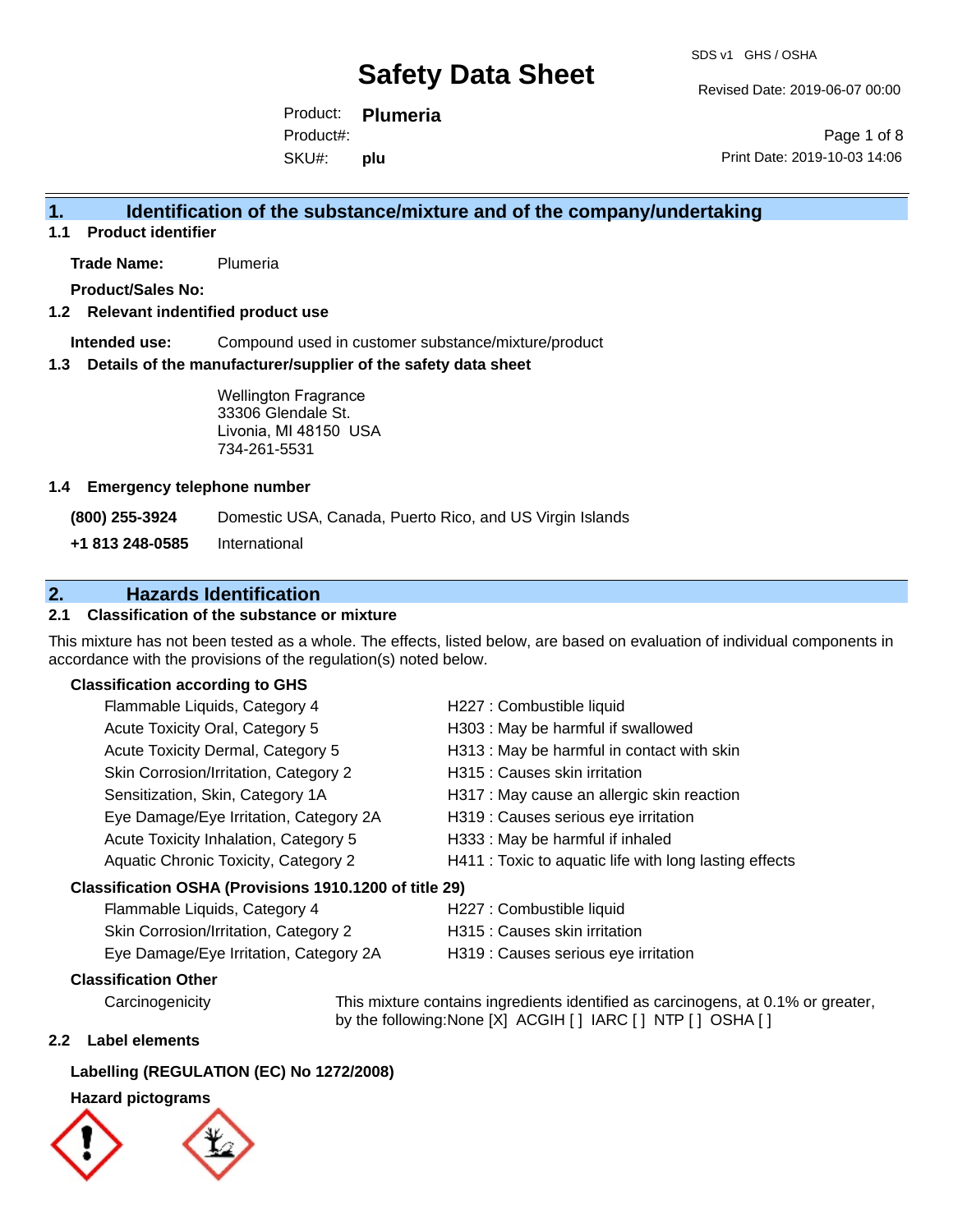# Safety Data Sheet

SDS v1 GHS / OSHA

Revised Date: 2019-06-07 00:00

Product: **Plumeria**

Product#:

SKU#: **plu**

Print Date: 2019-10-03 14:06

## 1. Identification of the substance/mixture and of the company/undertaking

### 1.1 Product identifier

**Trade Name:** Plumeria

**Product/Sales No:**

### 1.2 Relevant indentified product use

**Intended use:** Compound used in customer substance/mixture/product

### 1.3 Details of the manufacturer/supplier of the safety data sheet

Wellington Fragrance
33306 Glendale St.
Livonia, MI 48150 USA
734-261-5531

### 1.4 Emergency telephone number

**(800) 255-3924** Domestic USA, Canada, Puerto Rico, and US Virgin Islands

**+1 813 248-0585** International

## 2. Hazards Identification

### 2.1 Classification of the substance or mixture

This mixture has not been tested as a whole. The effects, listed below, are based on evaluation of individual components in accordance with the provisions of the regulation(s) noted below.

**Classification according to GHS**

| | |
|---|---|
| Flammable Liquids, Category 4 | H227 : Combustible liquid |
| Acute Toxicity Oral, Category 5 | H303 : May be harmful if swallowed |
| Acute Toxicity Dermal, Category 5 | H313 : May be harmful in contact with skin |
| Skin Corrosion/Irritation, Category 2 | H315 : Causes skin irritation |
| Sensitization, Skin, Category 1A | H317 : May cause an allergic skin reaction |
| Eye Damage/Eye Irritation, Category 2A | H319 : Causes serious eye irritation |
| Acute Toxicity Inhalation, Category 5 | H333 : May be harmful if inhaled |
| Aquatic Chronic Toxicity, Category 2 | H411 : Toxic to aquatic life with long lasting effects |

**Classification OSHA (Provisions 1910.1200 of title 29)**

| | |
|---|---|
| Flammable Liquids, Category 4 | H227 : Combustible liquid |
| Skin Corrosion/Irritation, Category 2 | H315 : Causes skin irritation |
| Eye Damage/Eye Irritation, Category 2A | H319 : Causes serious eye irritation |

**Classification Other**

Carcinogenicity: This mixture contains ingredients identified as carcinogens, at 0.1% or greater, by the following:None [X] ACGIH [ ] IARC [ ] NTP [ ] OSHA [ ]

### 2.2 Label elements

**Labelling (REGULATION (EC) No 1272/2008)**

**Hazard pictograms**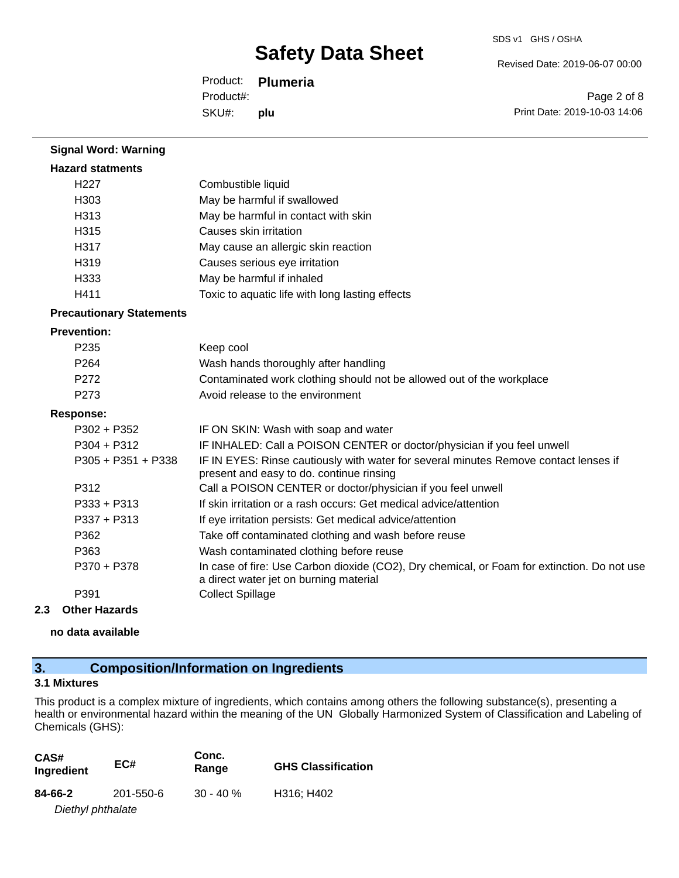**Signal Word: Warning**

**Hazard statments**

| | |
|---|---|
| H227 | Combustible liquid |
| H303 | May be harmful if swallowed |
| H313 | May be harmful in contact with skin |
| H315 | Causes skin irritation |
| H317 | May cause an allergic skin reaction |
| H319 | Causes serious eye irritation |
| H333 | May be harmful if inhaled |
| H411 | Toxic to aquatic life with long lasting effects |

**Precautionary Statements**

**Prevention:**

| | |
|---|---|
| P235 | Keep cool |
| P264 | Wash hands thoroughly after handling |
| P272 | Contaminated work clothing should not be allowed out of the workplace |
| P273 | Avoid release to the environment |

**Response:**

| | |
|---|---|
| P302 + P352 | IF ON SKIN: Wash with soap and water |
| P304 + P312 | IF INHALED: Call a POISON CENTER or doctor/physician if you feel unwell |
| P305 + P351 + P338 | IF IN EYES: Rinse cautiously with water for several minutes Remove contact lenses if present and easy to do. continue rinsing |
| P312 | Call a POISON CENTER or doctor/physician if you feel unwell |
| P333 + P313 | If skin irritation or a rash occurs: Get medical advice/attention |
| P337 + P313 | If eye irritation persists: Get medical advice/attention |
| P362 | Take off contaminated clothing and wash before reuse |
| P363 | Wash contaminated clothing before reuse |
| P370 + P378 | In case of fire: Use Carbon dioxide ($CO_2$), Dry chemical, or Foam for extinction. Do not use a direct water jet on burning material |
| P391 | Collect Spillage |

**2.3 Other Hazards**

**no data available**

## 3. Composition/Information on Ingredients

### 3.1 Mixtures

This product is a complex mixture of ingredients, which contains among others the following substance(s), presenting a health or environmental hazard within the meaning of the UN Globally Harmonized System of Classification and Labeling of Chemicals (GHS):

| CAS# Ingredient | EC# | Conc. Range | GHS Classification |
|---|---|---|---|
| **84-66-2** *Diethyl phthalate* | 201-550-6 | 30 - 40 % | H316; H402 |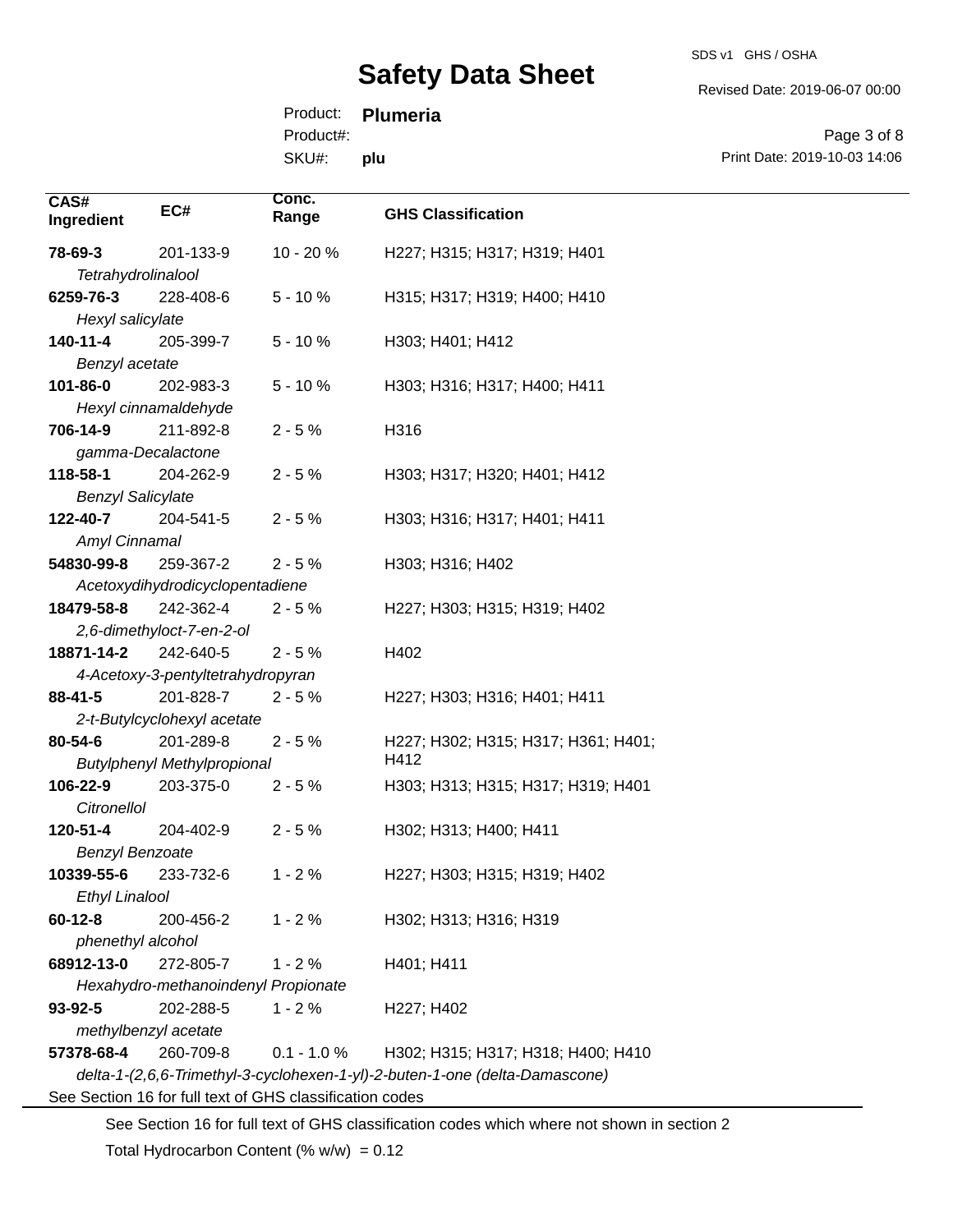| CAS# Ingredient | EC# | Conc. Range | GHS Classification |
|---|---|---|---|
| **78-69-3** *Tetrahydrolinalool* | 201-133-9 | 10 - 20 % | H227; H315; H317; H319; H401 |
| **6259-76-3** *Hexyl salicylate* | 228-408-6 | 5 - 10 % | H315; H317; H319; H400; H410 |
| **140-11-4** *Benzyl acetate* | 205-399-7 | 5 - 10 % | H303; H401; H412 |
| **101-86-0** *Hexyl cinnamaldehyde* | 202-983-3 | 5 - 10 % | H303; H316; H317; H400; H411 |
| **706-14-9** *gamma-Decalactone* | 211-892-8 | 2 - 5 % | H316 |
| **118-58-1** *Benzyl Salicylate* | 204-262-9 | 2 - 5 % | H303; H317; H320; H401; H412 |
| **122-40-7** *Amyl Cinnamal* | 204-541-5 | 2 - 5 % | H303; H316; H317; H401; H411 |
| **54830-99-8** *Acetoxydihydrodicyclopentadiene* | 259-367-2 | 2 - 5 % | H303; H316; H402 |
| **18479-58-8** *2,6-dimethyloct-7-en-2-ol* | 242-362-4 | 2 - 5 % | H227; H303; H315; H319; H402 |
| **18871-14-2** *4-Acetoxy-3-pentyltetrahydropyran* | 242-640-5 | 2 - 5 % | H402 |
| **88-41-5** *2-t-Butylcyclohexyl acetate* | 201-828-7 | 2 - 5 % | H227; H303; H316; H401; H411 |
| **80-54-6** *Butylphenyl Methylpropional* | 201-289-8 | 2 - 5 % | H227; H302; H315; H317; H361; H401; H412 |
| **106-22-9** *Citronellol* | 203-375-0 | 2 - 5 % | H303; H313; H315; H317; H319; H401 |
| **120-51-4** *Benzyl Benzoate* | 204-402-9 | 2 - 5 % | H302; H313; H400; H411 |
| **10339-55-6** *Ethyl Linalool* | 233-732-6 | 1 - 2 % | H227; H303; H315; H319; H402 |
| **60-12-8** *phenethyl alcohol* | 200-456-2 | 1 - 2 % | H302; H313; H316; H319 |
| **68912-13-0** *Hexahydro-methanoindenyl Propionate* | 272-805-7 | 1 - 2 % | H401; H411 |
| **93-92-5** *methylbenzyl acetate* | 202-288-5 | 1 - 2 % | H227; H402 |
| **57378-68-4** *delta-1-(2,6,6-Trimethyl-3-cyclohexen-1-yl)-2-buten-1-one (delta-Damascone)* | 260-709-8 | 0.1 - 1.0 % | H302; H315; H317; H318; H400; H410 |

See Section 16 for full text of GHS classification codes

See Section 16 for full text of GHS classification codes which where not shown in section 2

Total Hydrocarbon Content (% w/w) = 0.12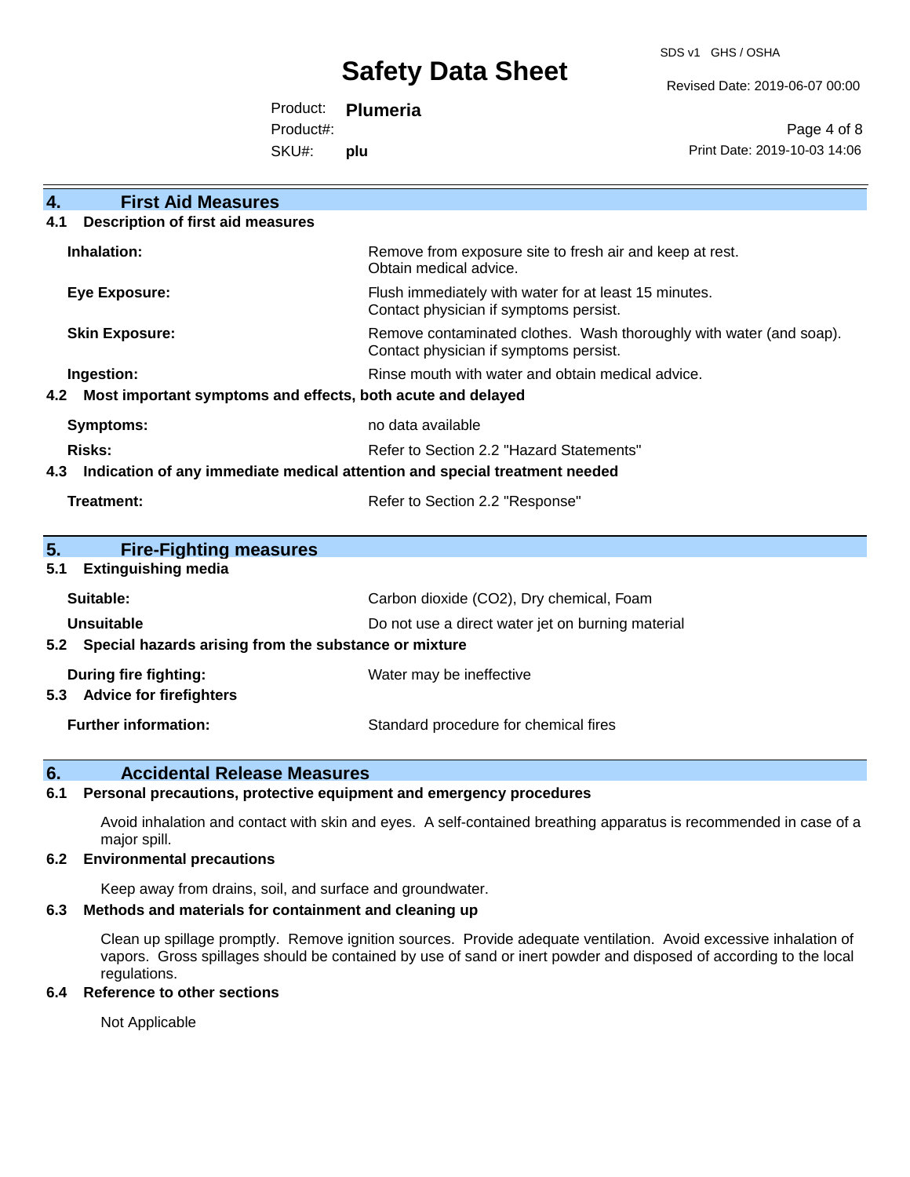## 4. First Aid Measures

### 4.1 Description of first aid measures

| | |
|---|---|
| **Inhalation:** | Remove from exposure site to fresh air and keep at rest. Obtain medical advice. |
| **Eye Exposure:** | Flush immediately with water for at least 15 minutes. Contact physician if symptoms persist. |
| **Skin Exposure:** | Remove contaminated clothes. Wash thoroughly with water (and soap). Contact physician if symptoms persist. |
| **Ingestion:** | Rinse mouth with water and obtain medical advice. |

### 4.2 Most important symptoms and effects, both acute and delayed

| | |
|---|---|
| **Symptoms:** | no data available |
| **Risks:** | Refer to Section 2.2 "Hazard Statements" |

### 4.3 Indication of any immediate medical attention and special treatment needed

| | |
|---|---|
| **Treatment:** | Refer to Section 2.2 "Response" |

## 5. Fire-Fighting measures

### 5.1 Extinguishing media

| | |
|---|---|
| **Suitable:** | Carbon dioxide ($CO_2$), Dry chemical, Foam |
| **Unsuitable** | Do not use a direct water jet on burning material |

### 5.2 Special hazards arising from the substance or mixture

| | |
|---|---|
| **During fire fighting:** | Water may be ineffective |

### 5.3 Advice for firefighters

| | |
|---|---|
| **Further information:** | Standard procedure for chemical fires |

## 6. Accidental Release Measures

### 6.1 Personal precautions, protective equipment and emergency procedures

Avoid inhalation and contact with skin and eyes. A self-contained breathing apparatus is recommended in case of a major spill.

### 6.2 Environmental precautions

Keep away from drains, soil, and surface and groundwater.

### 6.3 Methods and materials for containment and cleaning up

Clean up spillage promptly. Remove ignition sources. Provide adequate ventilation. Avoid excessive inhalation of vapors. Gross spillages should be contained by use of sand or inert powder and disposed of according to the local regulations.

### 6.4 Reference to other sections

Not Applicable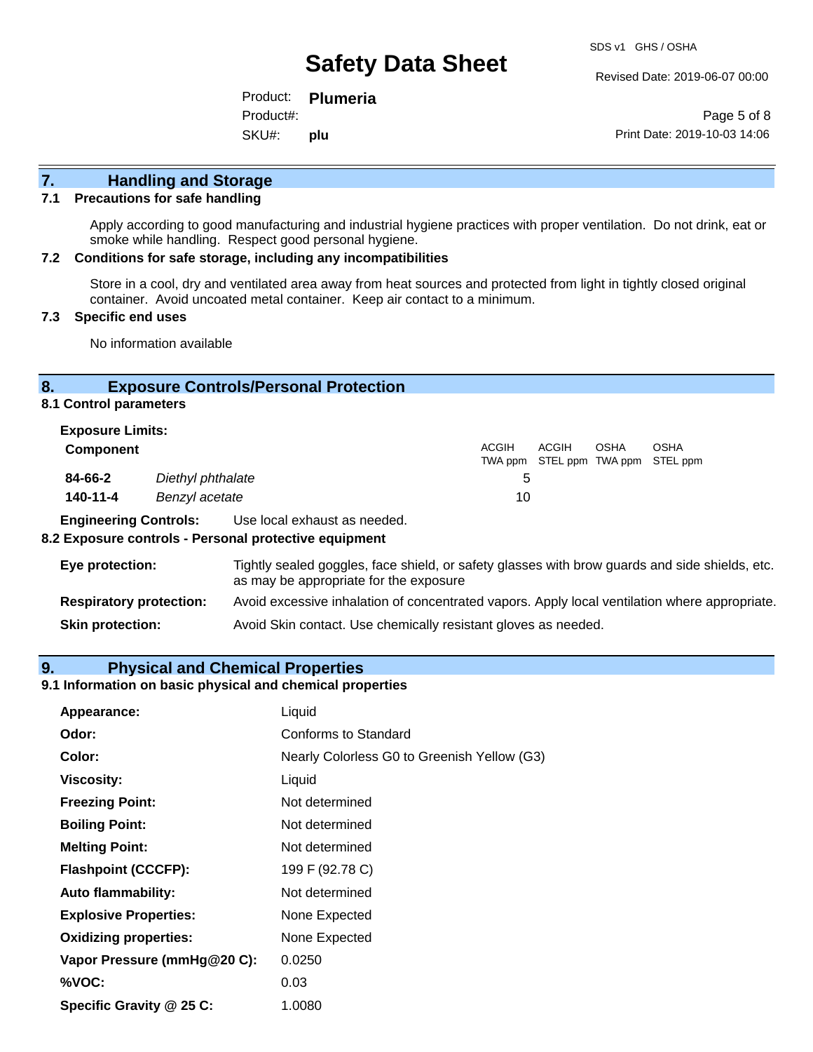## 7. Handling and Storage

### 7.1 Precautions for safe handling

Apply according to good manufacturing and industrial hygiene practices with proper ventilation. Do not drink, eat or smoke while handling. Respect good personal hygiene.

### 7.2 Conditions for safe storage, including any incompatibilities

Store in a cool, dry and ventilated area away from heat sources and protected from light in tightly closed original container. Avoid uncoated metal container. Keep air contact to a minimum.

### 7.3 Specific end uses

No information available

## 8. Exposure Controls/Personal Protection

### 8.1 Control parameters

**Exposure Limits:**

| Component | | ACGIH TWA ppm | ACGIH STEL ppm | OSHA TWA ppm | OSHA STEL ppm |
|---|---|---|---|---|---|
| **84-66-2** | *Diethyl phthalate* | 5 | | | |
| **140-11-4** | *Benzyl acetate* | 10 | | | |

**Engineering Controls:** Use local exhaust as needed.

### 8.2 Exposure controls - Personal protective equipment

**Eye protection:** Tightly sealed goggles, face shield, or safety glasses with brow guards and side shields, etc. as may be appropriate for the exposure

**Respiratory protection:** Avoid excessive inhalation of concentrated vapors. Apply local ventilation where appropriate.

**Skin protection:** Avoid Skin contact. Use chemically resistant gloves as needed.

## 9. Physical and Chemical Properties

### 9.1 Information on basic physical and chemical properties

| | |
|---|---|
| **Appearance:** | Liquid |
| **Odor:** | Conforms to Standard |
| **Color:** | Nearly Colorless G0 to Greenish Yellow (G3) |
| **Viscosity:** | Liquid |
| **Freezing Point:** | Not determined |
| **Boiling Point:** | Not determined |
| **Melting Point:** | Not determined |
| **Flashpoint (CCCFP):** | 199 F (92.78 C) |
| **Auto flammability:** | Not determined |
| **Explosive Properties:** | None Expected |
| **Oxidizing properties:** | None Expected |
| **Vapor Pressure (mmHg@20 C):** | 0.0250 |
| **%VOC:** | 0.03 |
| **Specific Gravity @ 25 C:** | 1.0080 |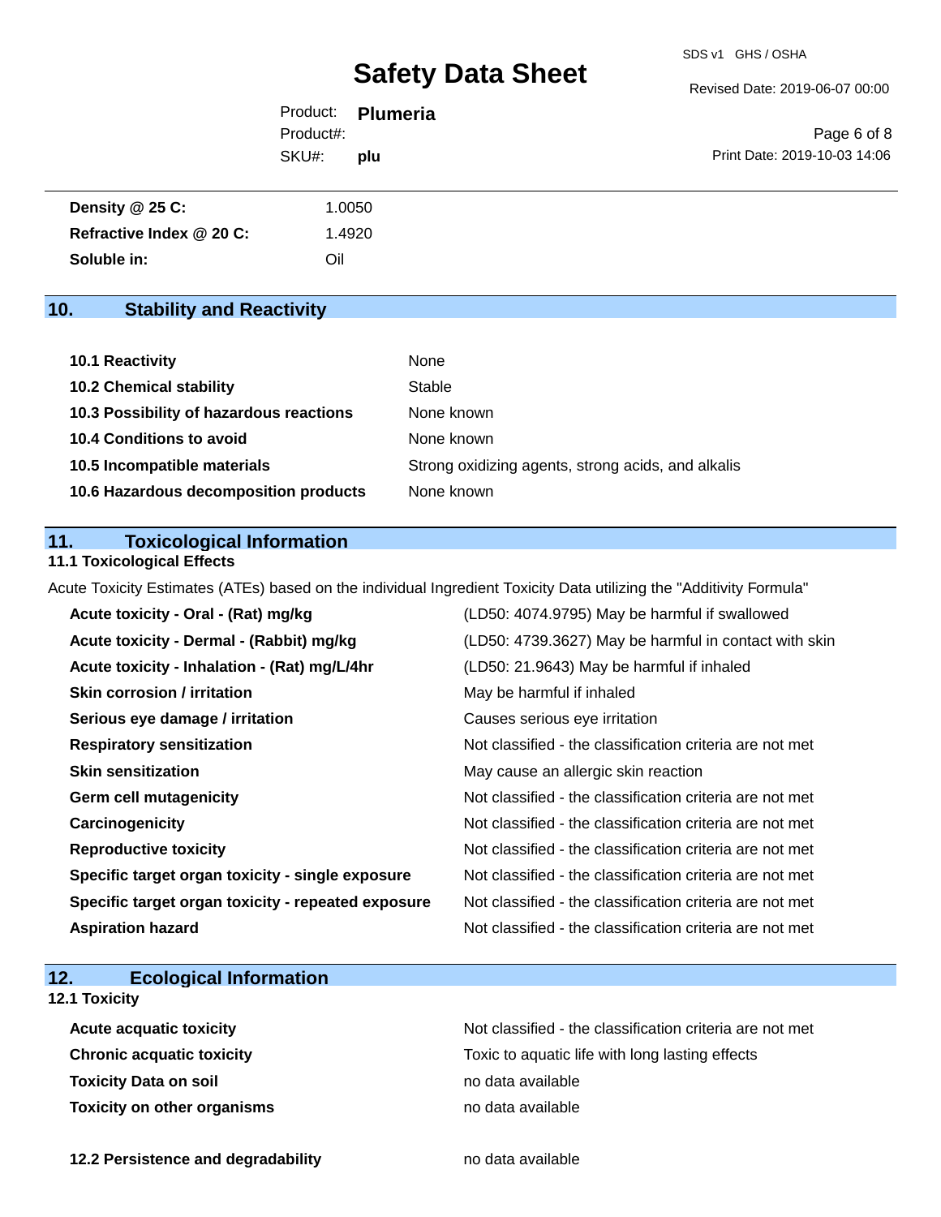| | |
|---|---|
| **Density @ 25 C:** | 1.0050 |
| **Refractive Index @ 20 C:** | 1.4920 |
| **Soluble in:** | Oil |

## 10. Stability and Reactivity

| | |
|---|---|
| **10.1 Reactivity** | None |
| **10.2 Chemical stability** | Stable |
| **10.3 Possibility of hazardous reactions** | None known |
| **10.4 Conditions to avoid** | None known |
| **10.5 Incompatible materials** | Strong oxidizing agents, strong acids, and alkalis |
| **10.6 Hazardous decomposition products** | None known |

## 11. Toxicological Information

### 11.1 Toxicological Effects

Acute Toxicity Estimates (ATEs) based on the individual Ingredient Toxicity Data utilizing the "Additivity Formula"

| | |
|---|---|
| **Acute toxicity - Oral - (Rat) mg/kg** | (LD50: 4074.9795) May be harmful if swallowed |
| **Acute toxicity - Dermal - (Rabbit) mg/kg** | (LD50: 4739.3627) May be harmful in contact with skin |
| **Acute toxicity - Inhalation - (Rat) mg/L/4hr** | (LD50: 21.9643) May be harmful if inhaled |
| **Skin corrosion / irritation** | May be harmful if inhaled |
| **Serious eye damage / irritation** | Causes serious eye irritation |
| **Respiratory sensitization** | Not classified - the classification criteria are not met |
| **Skin sensitization** | May cause an allergic skin reaction |
| **Germ cell mutagenicity** | Not classified - the classification criteria are not met |
| **Carcinogenicity** | Not classified - the classification criteria are not met |
| **Reproductive toxicity** | Not classified - the classification criteria are not met |
| **Specific target organ toxicity - single exposure** | Not classified - the classification criteria are not met |
| **Specific target organ toxicity - repeated exposure** | Not classified - the classification criteria are not met |
| **Aspiration hazard** | Not classified - the classification criteria are not met |

## 12. Ecological Information

### 12.1 Toxicity

| | |
|---|---|
| **Acute acquatic toxicity** | Not classified - the classification criteria are not met |
| **Chronic acquatic toxicity** | Toxic to aquatic life with long lasting effects |
| **Toxicity Data on soil** | no data available |
| **Toxicity on other organisms** | no data available |

| | |
|---|---|
| **12.2 Persistence and degradability** | no data available |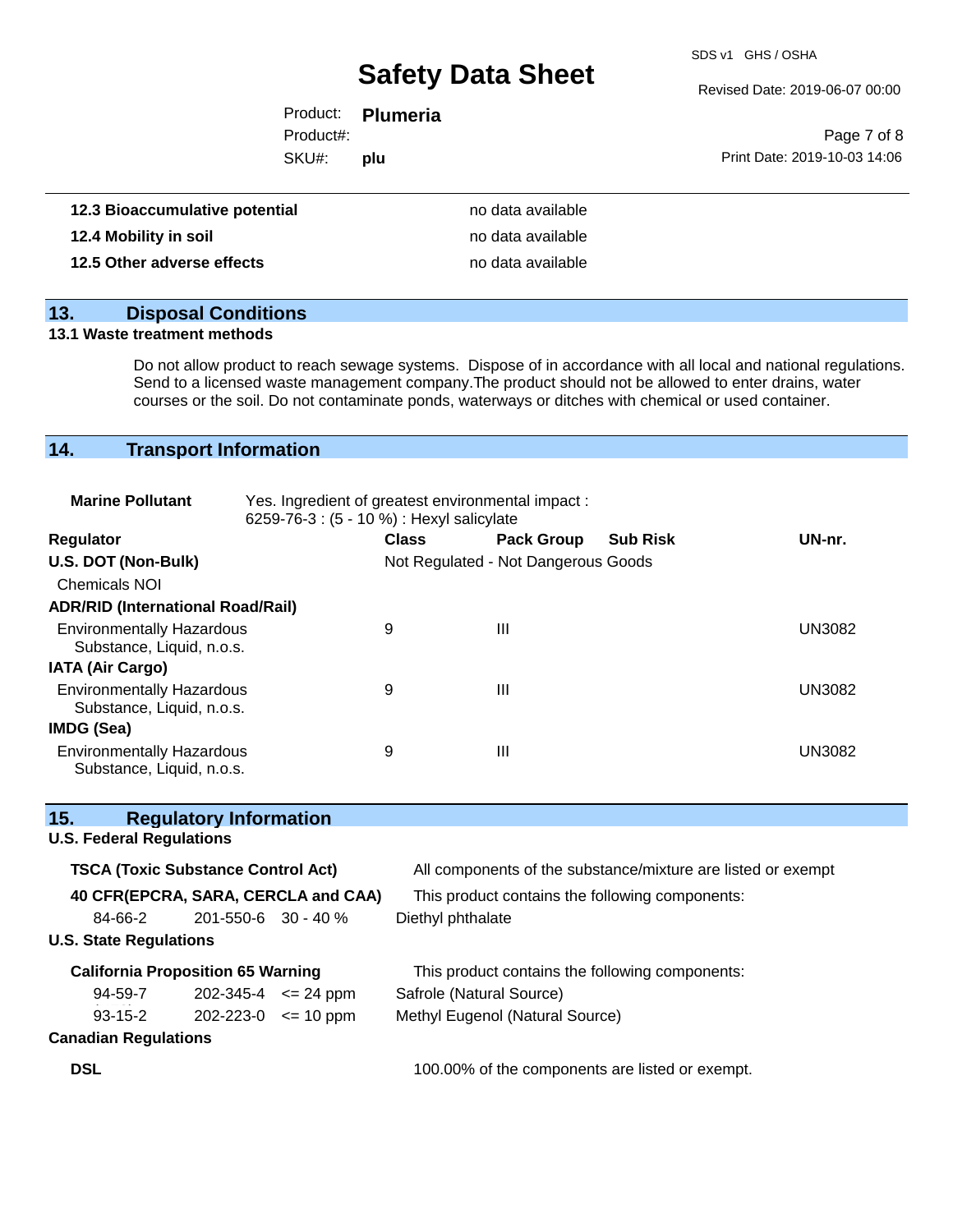| | |
|---|---|
| **12.3 Bioaccumulative potential** | no data available |
| **12.4 Mobility in soil** | no data available |
| **12.5 Other adverse effects** | no data available |

## 13. Disposal Conditions

**13.1 Waste treatment methods**

Do not allow product to reach sewage systems. Dispose of in accordance with all local and national regulations. Send to a licensed waste management company.The product should not be allowed to enter drains, water courses or the soil. Do not contaminate ponds, waterways or ditches with chemical or used container.

## 14. Transport Information

**Marine Pollutant** Yes. Ingredient of greatest environmental impact : 6259-76-3 : (5 - 10 %) : Hexyl salicylate

| Regulator | Class | Pack Group | Sub Risk | UN-nr. |
|---|---|---|---|---|
| **U.S. DOT (Non-Bulk)** | Not Regulated - Not Dangerous Goods | | | |
| Chemicals NOI | | | | |
| **ADR/RID (International Road/Rail)** | | | | |
| Environmentally Hazardous Substance, Liquid, n.o.s. | 9 | III | | UN3082 |
| **IATA (Air Cargo)** | | | | |
| Environmentally Hazardous Substance, Liquid, n.o.s. | 9 | III | | UN3082 |
| **IMDG (Sea)** | | | | |
| Environmentally Hazardous Substance, Liquid, n.o.s. | 9 | III | | UN3082 |

## 15. Regulatory Information

**U.S. Federal Regulations**

**TSCA (Toxic Substance Control Act)** All components of the substance/mixture are listed or exempt

**40 CFR(EPCRA, SARA, CERCLA and CAA)** This product contains the following components:

| | | | |
|---|---|---|---|
| 84-66-2 | 201-550-6 | 30 - 40 % | Diethyl phthalate |

**U.S. State Regulations**

**California Proposition 65 Warning** This product contains the following components:

| | | | |
|---|---|---|---|
| 94-59-7 | 202-345-4 | <= 24 ppm | Safrole (Natural Source) |
| 93-15-2 | 202-223-0 | <= 10 ppm | Methyl Eugenol (Natural Source) |

**Canadian Regulations**

**DSL** 100.00% of the components are listed or exempt.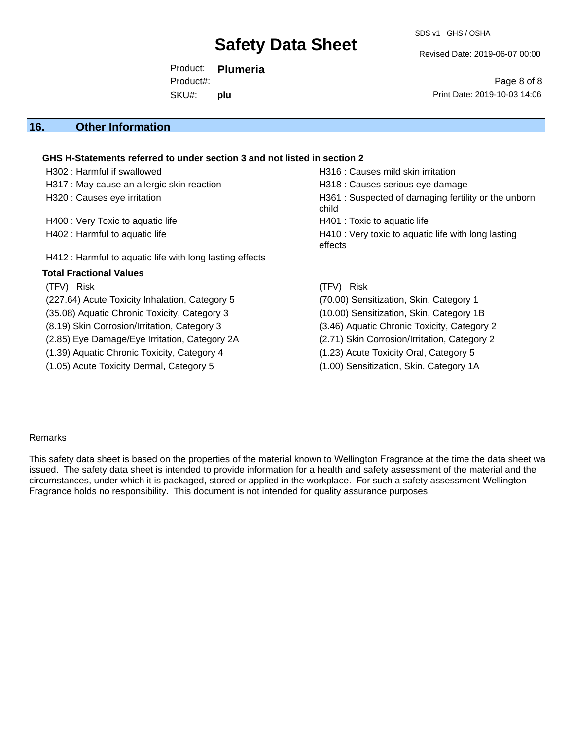## 16. Other Information

**GHS H-Statements referred to under section 3 and not listed in section 2**

H302 : Harmful if swallowed
H316 : Causes mild skin irritation
H317 : May cause an allergic skin reaction
H318 : Causes serious eye damage
H320 : Causes eye irritation
H361 : Suspected of damaging fertility or the unborn child
H400 : Very Toxic to aquatic life
H401 : Toxic to aquatic life
H402 : Harmful to aquatic life
H410 : Very toxic to aquatic life with long lasting effects
H412 : Harmful to aquatic life with long lasting effects

**Total Fractional Values**

| (TFV) Risk | (TFV) Risk |
|---|---|
| (227.64) Acute Toxicity Inhalation, Category 5 | (70.00) Sensitization, Skin, Category 1 |
| (35.08) Aquatic Chronic Toxicity, Category 3 | (10.00) Sensitization, Skin, Category 1B |
| (8.19) Skin Corrosion/Irritation, Category 3 | (3.46) Aquatic Chronic Toxicity, Category 2 |
| (2.85) Eye Damage/Eye Irritation, Category 2A | (2.71) Skin Corrosion/Irritation, Category 2 |
| (1.39) Aquatic Chronic Toxicity, Category 4 | (1.23) Acute Toxicity Oral, Category 5 |
| (1.05) Acute Toxicity Dermal, Category 5 | (1.00) Sensitization, Skin, Category 1A |

Remarks

This safety data sheet is based on the properties of the material known to Wellington Fragrance at the time the data sheet was issued. The safety data sheet is intended to provide information for a health and safety assessment of the material and the circumstances, under which it is packaged, stored or applied in the workplace. For such a safety assessment Wellington Fragrance holds no responsibility. This document is not intended for quality assurance purposes.